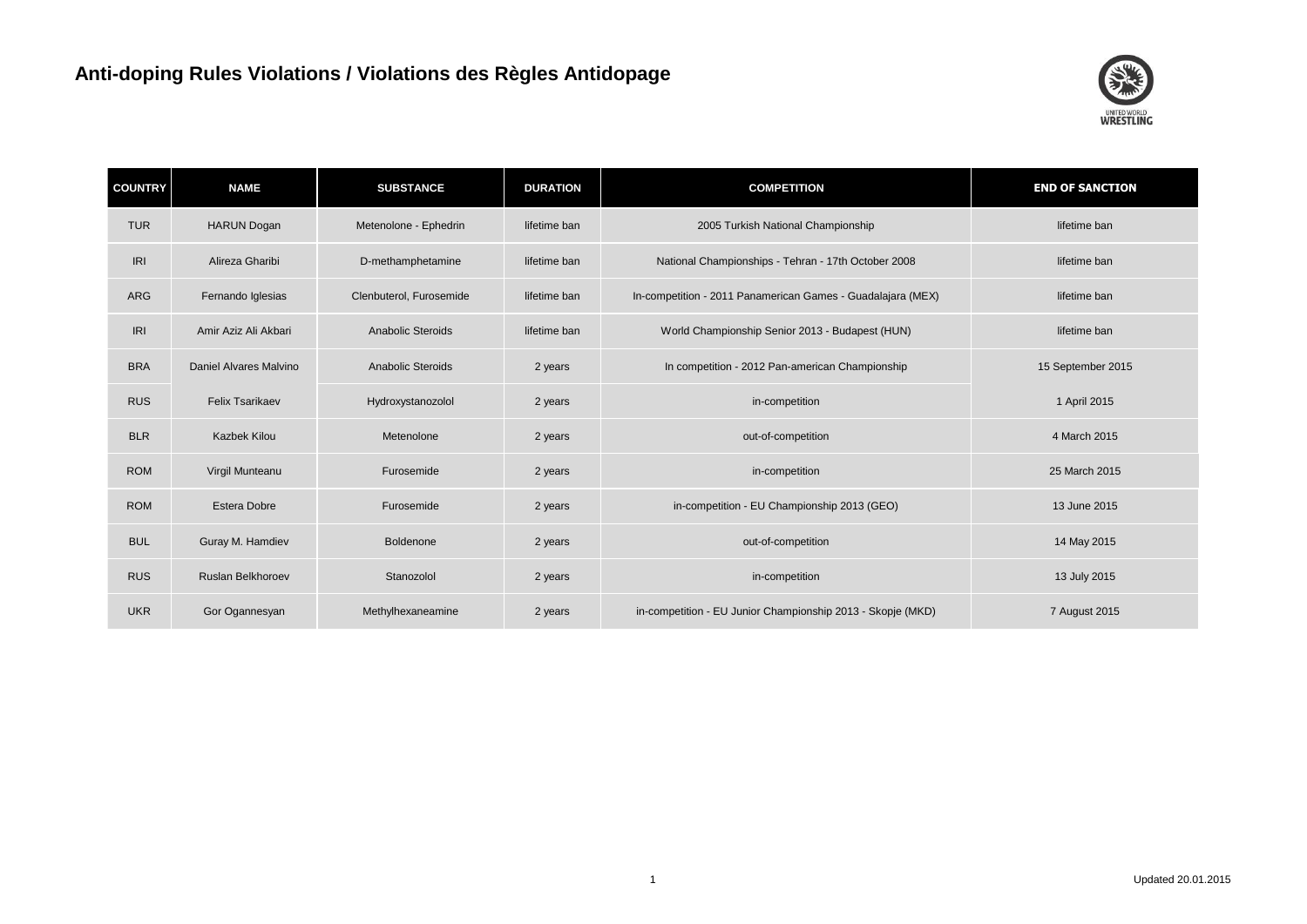# Anti-doping Rules Violations / Violations des Règles Antidopage

| COUNTRY | NAME | SUBSTANCE | DURATION | COMPETITION | END OF SANCTION |
|---|---|---|---|---|---|
| TUR | HARUN Dogan | Metenolone - Ephedrin | lifetime ban | 2005 Turkish National Championship | lifetime ban |
| IRI | Alireza Gharibi | D-methamphetamine | lifetime ban | National Championships - Tehran - 17th October 2008 | lifetime ban |
| ARG | Fernando Iglesias | Clenbuterol, Furosemide | lifetime ban | In-competition - 2011 Panamerican Games - Guadalajara (MEX) | lifetime ban |
| IRI | Amir Aziz Ali Akbari | Anabolic Steroids | lifetime ban | World Championship Senior 2013 - Budapest (HUN) | lifetime ban |
| BRA | Daniel Alvares Malvino | Anabolic Steroids | 2 years | In competition - 2012 Pan-american Championship | 15 September 2015 |
| RUS | Felix Tsarikaev | Hydroxystanozolol | 2 years | in-competition | 1 April 2015 |
| BLR | Kazbek Kilou | Metenolone | 2 years | out-of-competition | 4 March 2015 |
| ROM | Virgil Munteanu | Furosemide | 2 years | in-competition | 25 March 2015 |
| ROM | Estera Dobre | Furosemide | 2 years | in-competition - EU Championship 2013 (GEO) | 13 June 2015 |
| BUL | Guray M. Hamdiev | Boldenone | 2 years | out-of-competition | 14 May 2015 |
| RUS | Ruslan Belkhoroev | Stanozolol | 2 years | in-competition | 13 July 2015 |
| UKR | Gor Ogannesyan | Methylhexaneamine | 2 years | in-competition - EU Junior Championship 2013 - Skopje (MKD) | 7 August 2015 |

Updated 20.01.2015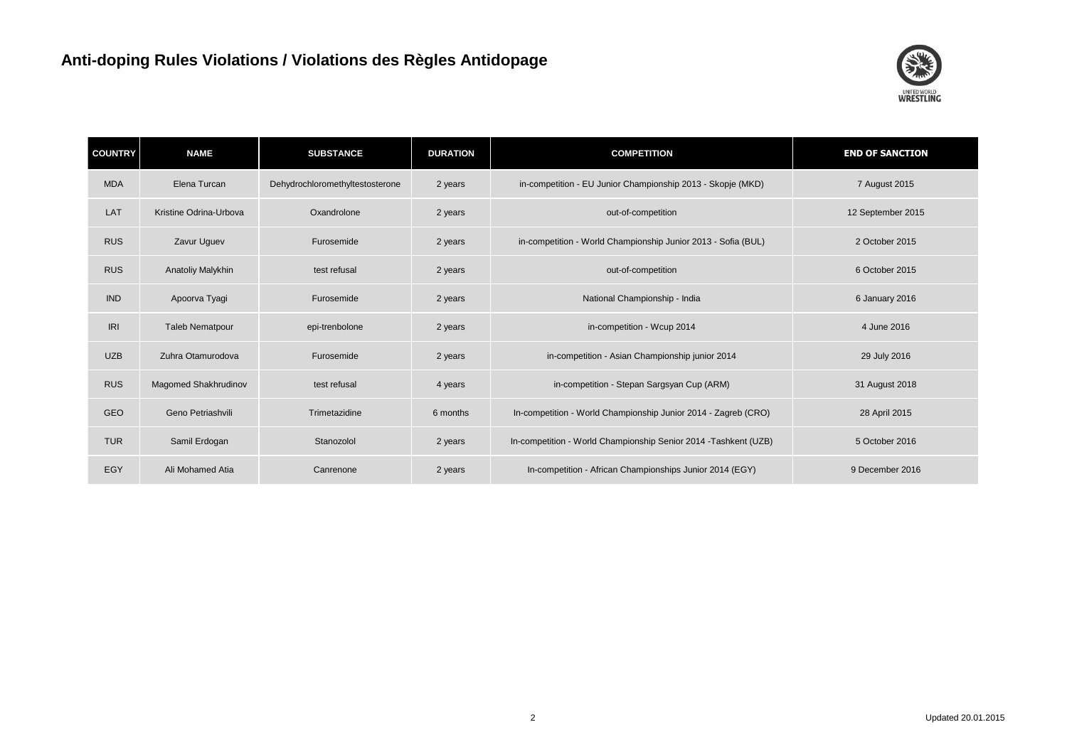# Anti-doping Rules Violations / Violations des Règles Antidopage

| COUNTRY | NAME | SUBSTANCE | DURATION | COMPETITION | END OF SANCTION |
|---|---|---|---|---|---|
| MDA | Elena Turcan | Dehydrochloromethyltestosterone | 2 years | in-competition - EU Junior Championship 2013 - Skopje (MKD) | 7 August 2015 |
| LAT | Kristine Odrina-Urbova | Oxandrolone | 2 years | out-of-competition | 12 September 2015 |
| RUS | Zavur Uguev | Furosemide | 2 years | in-competition - World Championship Junior 2013 - Sofia (BUL) | 2 October 2015 |
| RUS | Anatoliy Malykhin | test refusal | 2 years | out-of-competition | 6 October 2015 |
| IND | Apoorva Tyagi | Furosemide | 2 years | National Championship - India | 6 January 2016 |
| IRI | Taleb Nematpour | epi-trenbolone | 2 years | in-competition - Wcup 2014 | 4 June 2016 |
| UZB | Zuhra Otamurodova | Furosemide | 2 years | in-competition - Asian Championship junior 2014 | 29 July 2016 |
| RUS | Magomed Shakhrudinov | test refusal | 4 years | in-competition - Stepan Sargsyan Cup (ARM) | 31 August 2018 |
| GEO | Geno Petriashvili | Trimetazidine | 6 months | In-competition - World Championship Junior 2014 - Zagreb (CRO) | 28 April 2015 |
| TUR | Samil Erdogan | Stanozolol | 2 years | In-competition - World Championship Senior 2014 -Tashkent (UZB) | 5 October 2016 |
| EGY | Ali Mohamed Atia | Canrenone | 2 years | In-competition - African Championships Junior 2014 (EGY) | 9 December 2016 |

Updated 20.01.2015